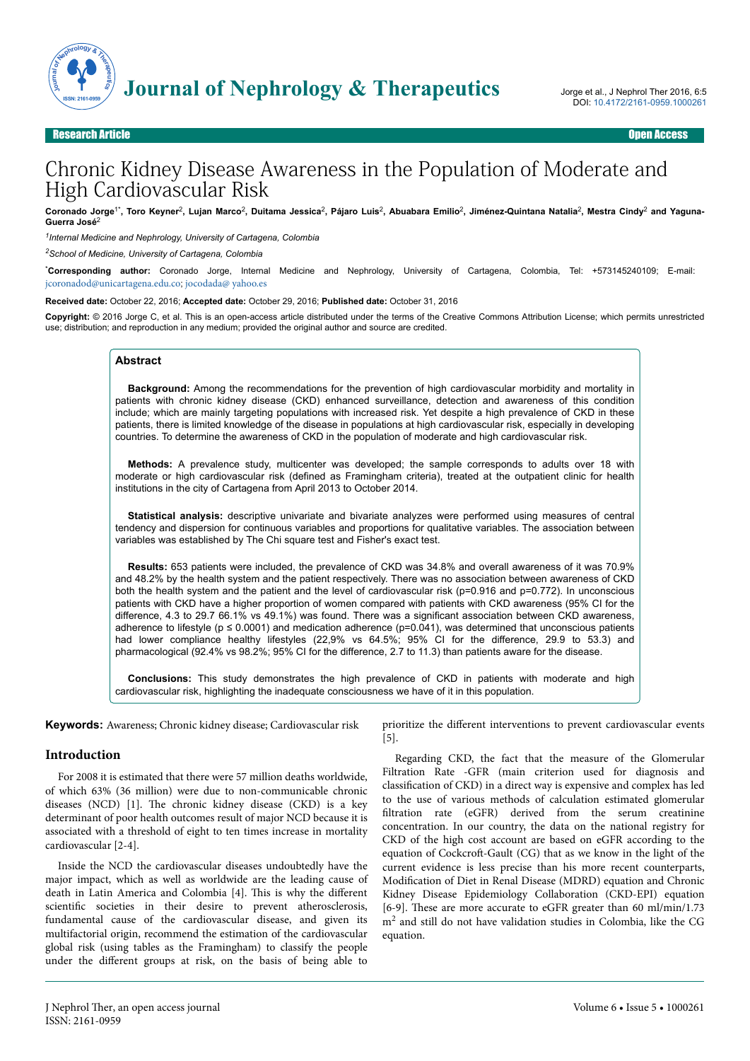Research Article — Open Access

# Chronic Kidney Disease Awareness in the Population of Moderate and High Cardiovascular Risk

**Coronado Jorge[1*], Toro Keyner[2], Lujan Marco[2], Duitama Jessica[2], Pájaro Luis[2], Abuabara Emilio[2], Jiménez-Quintana Natalia[2], Mestra Cindy[2] and Yaguna-Guerra José[2]**

[1]*Internal Medicine and Nephrology, University of Cartagena, Colombia*

[2]*School of Medicine, University of Cartagena, Colombia*

[*]**Corresponding author:** Coronado Jorge, Internal Medicine and Nephrology, University of Cartagena, Colombia, Tel: +573145240109; E-mail: jcoronadod@unicartagena.edu.co; jocodada@ yahoo.es

**Received date:** October 22, 2016; **Accepted date:** October 29, 2016; **Published date:** October 31, 2016

**Copyright:** © 2016 Jorge C, et al. This is an open-access article distributed under the terms of the Creative Commons Attribution License; which permits unrestricted use; distribution; and reproduction in any medium; provided the original author and source are credited.

## Abstract

**Background:** Among the recommendations for the prevention of high cardiovascular morbidity and mortality in patients with chronic kidney disease (CKD) enhanced surveillance, detection and awareness of this condition include; which are mainly targeting populations with increased risk. Yet despite a high prevalence of CKD in these patients, there is limited knowledge of the disease in populations at high cardiovascular risk, especially in developing countries. To determine the awareness of CKD in the population of moderate and high cardiovascular risk.

**Methods:** A prevalence study, multicenter was developed; the sample corresponds to adults over 18 with moderate or high cardiovascular risk (defined as Framingham criteria), treated at the outpatient clinic for health institutions in the city of Cartagena from April 2013 to October 2014.

**Statistical analysis:** descriptive univariate and bivariate analyzes were performed using measures of central tendency and dispersion for continuous variables and proportions for qualitative variables. The association between variables was established by The Chi square test and Fisher's exact test.

**Results:** 653 patients were included, the prevalence of CKD was 34.8% and overall awareness of it was 70.9% and 48.2% by the health system and the patient respectively. There was no association between awareness of CKD both the health system and the patient and the level of cardiovascular risk (p=0.916 and p=0.772). In unconscious patients with CKD have a higher proportion of women compared with patients with CKD awareness (95% CI for the difference, 4.3 to 29.7 66.1% vs 49.1%) was found. There was a significant association between CKD awareness, adherence to lifestyle (p ≤ 0.0001) and medication adherence (p=0.041), was determined that unconscious patients had lower compliance healthy lifestyles (22,9% vs 64.5%; 95% CI for the difference, 29.9 to 53.3) and pharmacological (92.4% vs 98.2%; 95% CI for the difference, 2.7 to 11.3) than patients aware for the disease.

**Conclusions:** This study demonstrates the high prevalence of CKD in patients with moderate and high cardiovascular risk, highlighting the inadequate consciousness we have of it in this population.

**Keywords:** Awareness; Chronic kidney disease; Cardiovascular risk

## Introduction

For 2008 it is estimated that there were 57 million deaths worldwide, of which 63% (36 million) were due to non-communicable chronic diseases (NCD) [1]. The chronic kidney disease (CKD) is a key determinant of poor health outcomes result of major NCD because it is associated with a threshold of eight to ten times increase in mortality cardiovascular [2-4].

Inside the NCD the cardiovascular diseases undoubtedly have the major impact, which as well as worldwide are the leading cause of death in Latin America and Colombia [4]. This is why the different scientific societies in their desire to prevent atherosclerosis, fundamental cause of the cardiovascular disease, and given its multifactorial origin, recommend the estimation of the cardiovascular global risk (using tables as the Framingham) to classify the people under the different groups at risk, on the basis of being able to prioritize the different interventions to prevent cardiovascular events [5].

Regarding CKD, the fact that the measure of the Glomerular Filtration Rate -GFR (main criterion used for diagnosis and classification of CKD) in a direct way is expensive and complex has led to the use of various methods of calculation estimated glomerular filtration rate (eGFR) derived from the serum creatinine concentration. In our country, the data on the national registry for CKD of the high cost account are based on eGFR according to the equation of Cockcroft-Gault (CG) that as we know in the light of the current evidence is less precise than his more recent counterparts, Modification of Diet in Renal Disease (MDRD) equation and Chronic Kidney Disease Epidemiology Collaboration (CKD-EPI) equation [6-9]. These are more accurate to eGFR greater than 60 ml/min/1.73 $m^2$ and still do not have validation studies in Colombia, like the CG equation.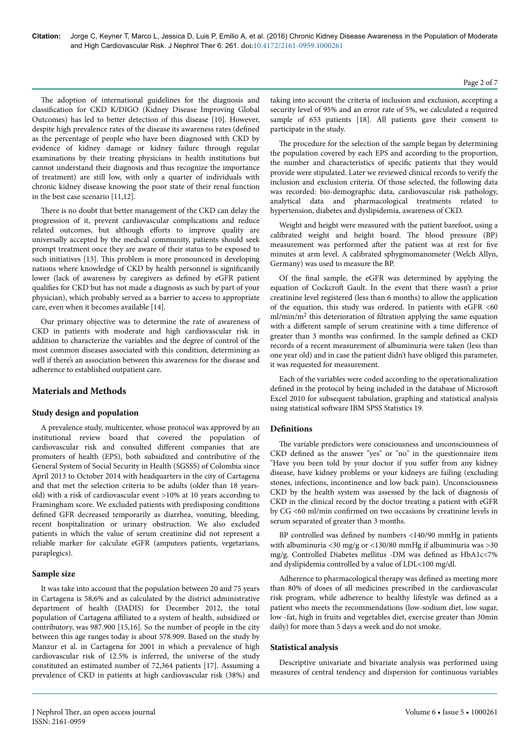The adoption of international guidelines for the diagnosis and classification for CKD K/DIGO (Kidney Disease Improving Global Outcomes) has led to better detection of this disease [10]. However, despite high prevalence rates of the disease its awareness rates (defined as the percentage of people who have been diagnosed with CKD by evidence of kidney damage or kidney failure through regular examinations by their treating physicians in health institutions but cannot understand their diagnosis and thus recognize the importance of treatment) are still low, with only a quarter of individuals with chronic kidney disease knowing the poor state of their renal function in the best case scenario [11,12].

There is no doubt that better management of the CKD can delay the progression of it, prevent cardiovascular complications and reduce related outcomes, but although efforts to improve quality are universally accepted by the medical community, patients should seek prompt treatment once they are aware of their status to be exposed to such initiatives [13]. This problem is more pronounced in developing nations where knowledge of CKD by health personnel is significantly lower (lack of awareness by caregivers as defined by eGFR patient qualifies for CKD but has not made a diagnosis as such by part of your physician), which probably served as a barrier to access to appropriate care, even when it becomes available [14].

Our primary objective was to determine the rate of awareness of CKD in patients with moderate and high cardiovascular risk in addition to characterize the variables and the degree of control of the most common diseases associated with this condition, determining as well if there's an association between this awareness for the disease and adherence to established outpatient care.

## Materials and Methods

### Study design and population

A prevalence study, multicenter, whose protocol was approved by an institutional review board that covered the population of cardiovascular risk and consulted different companies that are promoters of health (EPS), both subsidized and contributive of the General System of Social Security in Health (SGSSS) of Colombia since April 2013 to October 2014 with headquarters in the city of Cartagena and that met the selection criteria to be adults (older than 18 years-old) with a risk of cardiovascular event >10% at 10 years according to Framingham score. We excluded patients with predisposing conditions defined GFR decreased temporarily as diarrhea, vomiting, bleeding, recent hospitalization or urinary obstruction. We also excluded patients in which the value of serum creatinine did not represent a reliable marker for calculate eGFR (amputees patients, vegetarians, paraplegics).

### Sample size

It was take into account that the population between 20 and 75 years in Cartagena is 58,6% and as calculated by the district administrative department of health (DADIS) for December 2012, the total population of Cartagena affiliated to a system of health, subsidized or contributory, was 987.900 [15,16]. So the number of people in the city between this age ranges today is about 578.909. Based on the study by Manzur et al. in Cartagena for 2001 in which a prevalence of high cardiovascular risk of 12.5% is inferred, the universe of the study constituted an estimated number of 72,364 patients [17]. Assuming a prevalence of CKD in patients at high cardiovascular risk (38%) and taking into account the criteria of inclusion and exclusion, accepting a security level of 95% and an error rate of 5%, we calculated a required sample of 653 patients [18]. All patients gave their consent to participate in the study.

The procedure for the selection of the sample began by determining the population covered by each EPS and according to the proportion, the number and characteristics of specific patients that they would provide were stipulated. Later we reviewed clinical records to verify the inclusion and exclusion criteria. Of those selected, the following data was recorded: bio-demographic data, cardiovascular risk pathology, analytical data and pharmacological treatments related to hypertension, diabetes and dyslipidemia, awareness of CKD.

Weight and height were measured with the patient barefoot, using a calibrated weight and height board. The blood pressure (BP) measurement was performed after the patient was at rest for five minutes at arm level. A calibrated sphygmomanometer (Welch Allyn, Germany) was used to measure the BP.

Of the final sample, the eGFR was determined by applying the equation of Cockcroft Gault. In the event that there wasn't a prior creatinine level registered (less than 6 months) to allow the application of the equation, this study was ordered. In patients with eGFR <60 ml/min/$m^2$ this deterioration of filtration applying the same equation with a different sample of serum creatinine with a time difference of greater than 3 months was confirmed. In the sample defined as CKD records of a recent measurement of albuminuria were taken (less than one year old) and in case the patient didn't have obliged this parameter, it was requested for measurement.

Each of the variables were coded according to the operationalization defined in the protocol by being included in the database of Microsoft Excel 2010 for subsequent tabulation, graphing and statistical analysis using statistical software IBM SPSS Statistics 19.

### Definitions

The variable predictors were consciousness and unconsciousness of CKD defined as the answer "yes" or "no" in the questionnaire item "Have you been told by your doctor if you suffer from any kidney disease, have kidney problems or your kidneys are failing (excluding stones, infections, incontinence and low back pain). Unconsciousness CKD by the health system was assessed by the lack of diagnosis of CKD in the clinical record by the doctor treating a patient with eGFR by CG <60 ml/min confirmed on two occasions by creatinine levels in serum separated of greater than 3 months.

BP controlled was defined by numbers <140/90 mmHg in patients with albuminuria <30 mg/g or <130/80 mmHg if albuminuria was >30 mg/g. Controlled Diabetes mellitus -DM was defined as HbA1c<7% and dyslipidemia controlled by a value of LDL<100 mg/dl.

Adherence to pharmacological therapy was defined as meeting more than 80% of doses of all medicines prescribed in the cardiovascular risk program, while adherence to healthy lifestyle was defined as a patient who meets the recommendations (low-sodium diet, low sugar, low -fat, high in fruits and vegetables diet, exercise greater than 30min daily) for more than 5 days a week and do not smoke.

### Statistical analysis

Descriptive univariate and bivariate analysis was performed using measures of central tendency and dispersion for continuous variables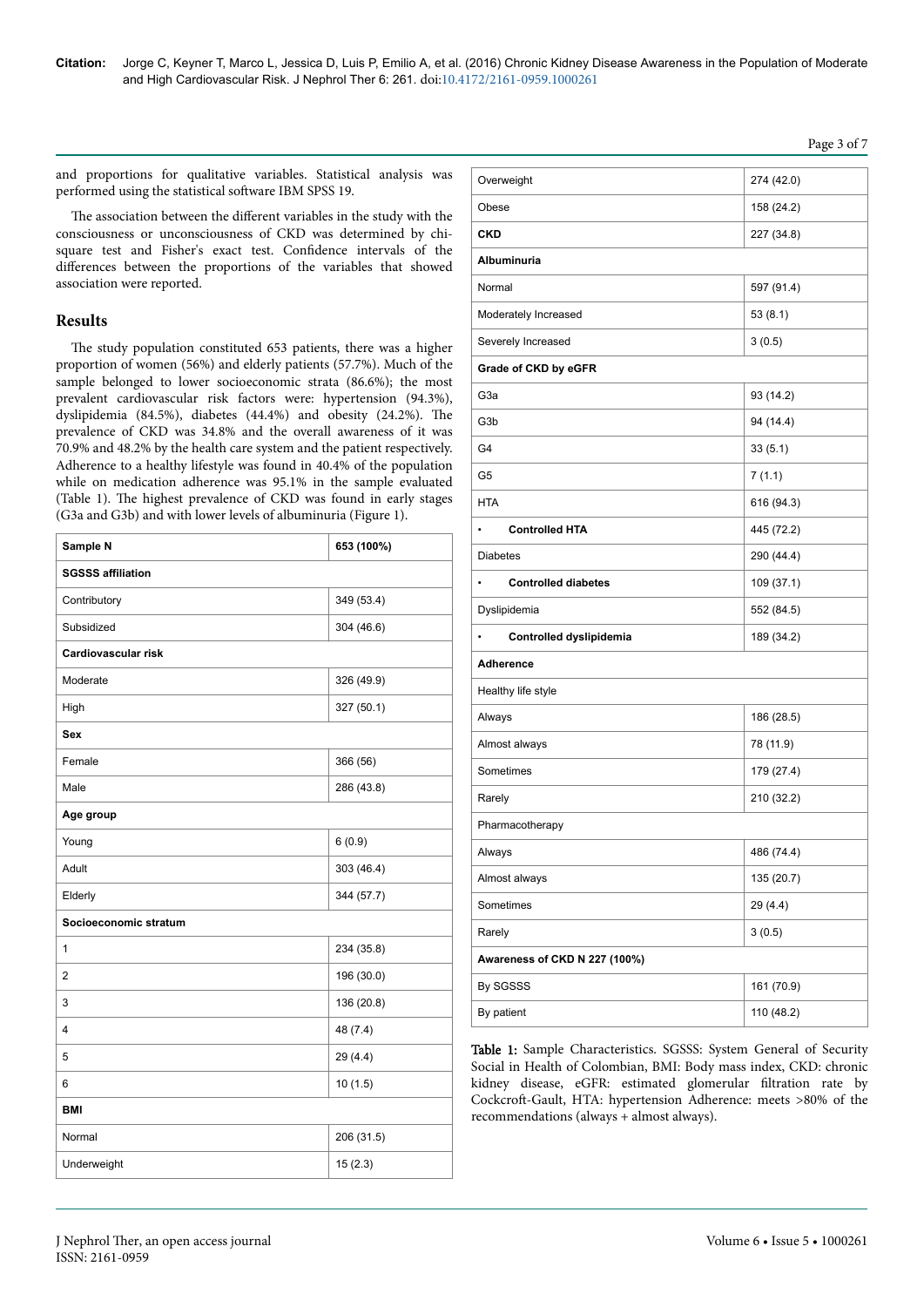and proportions for qualitative variables. Statistical analysis was performed using the statistical software IBM SPSS 19.

The association between the different variables in the study with the consciousness or unconsciousness of CKD was determined by chi-square test and Fisher's exact test. Confidence intervals of the differences between the proportions of the variables that showed association were reported.

## Results

The study population constituted 653 patients, there was a higher proportion of women (56%) and elderly patients (57.7%). Much of the sample belonged to lower socioeconomic strata (86.6%); the most prevalent cardiovascular risk factors were: hypertension (94.3%), dyslipidemia (84.5%), diabetes (44.4%) and obesity (24.2%). The prevalence of CKD was 34.8% and the overall awareness of it was 70.9% and 48.2% by the health care system and the patient respectively. Adherence to a healthy lifestyle was found in 40.4% of the population while on medication adherence was 95.1% in the sample evaluated (Table 1). The highest prevalence of CKD was found in early stages (G3a and G3b) and with lower levels of albuminuria (Figure 1).

| **Sample N** | **653 (100%)** |
|---|---|
| **SGSSS affiliation** | |
| Contributory | 349 (53.4) |
| Subsidized | 304 (46.6) |
| **Cardiovascular risk** | |
| Moderate | 326 (49.9) |
| High | 327 (50.1) |
| **Sex** | |
| Female | 366 (56) |
| Male | 286 (43.8) |
| **Age group** | |
| Young | 6 (0.9) |
| Adult | 303 (46.4) |
| Elderly | 344 (57.7) |
| **Socioeconomic stratum** | |
| 1 | 234 (35.8) |
| 2 | 196 (30.0) |
| 3 | 136 (20.8) |
| 4 | 48 (7.4) |
| 5 | 29 (4.4) |
| 6 | 10 (1.5) |
| **BMI** | |
| Normal | 206 (31.5) |
| Underweight | 15 (2.3) |
| Overweight | 274 (42.0) |
| Obese | 158 (24.2) |
| **CKD** | 227 (34.8) |
| **Albuminuria** | |
| Normal | 597 (91.4) |
| Moderately Increased | 53 (8.1) |
| Severely Increased | 3 (0.5) |
| **Grade of CKD by eGFR** | |
| G3a | 93 (14.2) |
| G3b | 94 (14.4) |
| G4 | 33 (5.1) |
| G5 | 7 (1.1) |
| HTA | 616 (94.3) |
| • **Controlled HTA** | 445 (72.2) |
| Diabetes | 290 (44.4) |
| • **Controlled diabetes** | 109 (37.1) |
| Dyslipidemia | 552 (84.5) |
| • **Controlled dyslipidemia** | 189 (34.2) |
| **Adherence** | |
| Healthy life style | |
| Always | 186 (28.5) |
| Almost always | 78 (11.9) |
| Sometimes | 179 (27.4) |
| Rarely | 210 (32.2) |
| Pharmacotherapy | |
| Always | 486 (74.4) |
| Almost always | 135 (20.7) |
| Sometimes | 29 (4.4) |
| Rarely | 3 (0.5) |
| **Awareness of CKD N 227 (100%)** | |
| By SGSSS | 161 (70.9) |
| By patient | 110 (48.2) |

**Table 1:** Sample Characteristics. SGSSS: System General of Security Social in Health of Colombian, BMI: Body mass index, CKD: chronic kidney disease, eGFR: estimated glomerular filtration rate by Cockcroft-Gault, HTA: hypertension Adherence: meets >80% of the recommendations (always + almost always).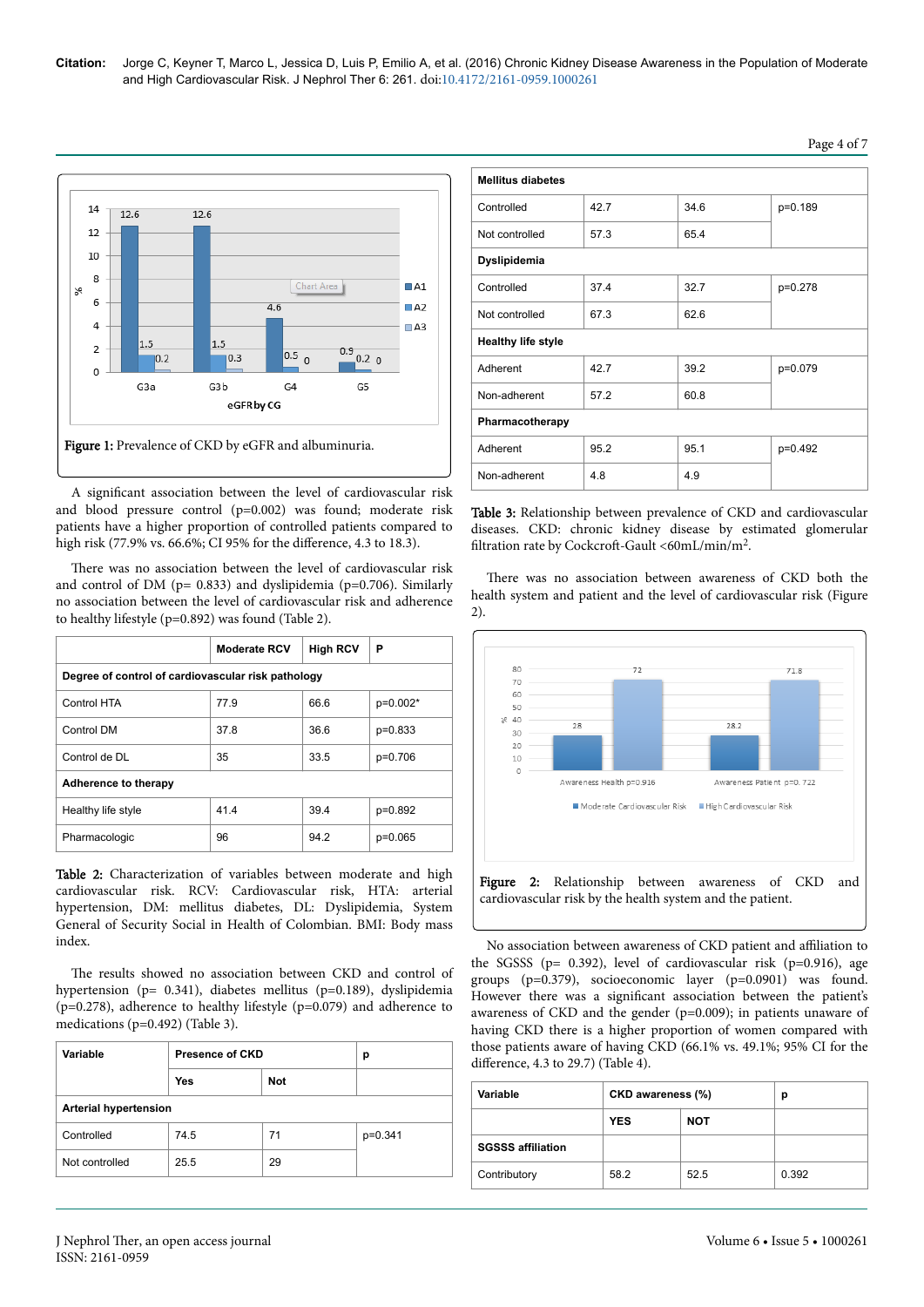Figure 1: Prevalence of CKD by eGFR and albuminuria.

A significant association between the level of cardiovascular risk and blood pressure control (p=0.002) was found; moderate risk patients have a higher proportion of controlled patients compared to high risk (77.9% vs. 66.6%; CI 95% for the difference, 4.3 to 18.3).

There was no association between the level of cardiovascular risk and control of DM (p= 0.833) and dyslipidemia (p=0.706). Similarly no association between the level of cardiovascular risk and adherence to healthy lifestyle (p=0.892) was found (Table 2).

| | Moderate RCV | High RCV | P |
|---|---|---|---|
| **Degree of control of cardiovascular risk pathology** | | | |
| Control HTA | 77.9 | 66.6 | p=0.002* |
| Control DM | 37.8 | 36.6 | p=0.833 |
| Control de DL | 35 | 33.5 | p=0.706 |
| **Adherence to therapy** | | | |
| Healthy life style | 41.4 | 39.4 | p=0.892 |
| Pharmacologic | 96 | 94.2 | p=0.065 |

Table 2: Characterization of variables between moderate and high cardiovascular risk. RCV: Cardiovascular risk, HTA: arterial hypertension, DM: mellitus diabetes, DL: Dyslipidemia, System General of Security Social in Health of Colombian. BMI: Body mass index.

The results showed no association between CKD and control of hypertension (p= 0.341), diabetes mellitus (p=0.189), dyslipidemia (p=0.278), adherence to healthy lifestyle (p=0.079) and adherence to medications (p=0.492) (Table 3).

| Variable | Presence of CKD | | p |
|---|---|---|---|
| | Yes | Not | |
| **Arterial hypertension** | | | |
| Controlled | 74.5 | 71 | p=0.341 |
| Not controlled | 25.5 | 29 | |
| **Mellitus diabetes** | | | |
| Controlled | 42.7 | 34.6 | p=0.189 |
| Not controlled | 57.3 | 65.4 | |
| **Dyslipidemia** | | | |
| Controlled | 37.4 | 32.7 | p=0.278 |
| Not controlled | 67.3 | 62.6 | |
| **Healthy life style** | | | |
| Adherent | 42.7 | 39.2 | p=0.079 |
| Non-adherent | 57.2 | 60.8 | |
| **Pharmacotherapy** | | | |
| Adherent | 95.2 | 95.1 | p=0.492 |
| Non-adherent | 4.8 | 4.9 | |

Table 3: Relationship between prevalence of CKD and cardiovascular diseases. CKD: chronic kidney disease by estimated glomerular filtration rate by Cockcroft-Gault <60mL/min/m$^2$.

There was no association between awareness of CKD both the health system and patient and the level of cardiovascular risk (Figure 2).

Figure 2: Relationship between awareness of CKD and cardiovascular risk by the health system and the patient.

No association between awareness of CKD patient and affiliation to the SGSSS (p= 0.392), level of cardiovascular risk (p=0.916), age groups (p=0.379), socioeconomic layer (p=0.0901) was found. However there was a significant association between the patient's awareness of CKD and the gender (p=0.009); in patients unaware of having CKD there is a higher proportion of women compared with those patients aware of having CKD (66.1% vs. 49.1%; 95% CI for the difference, 4.3 to 29.7) (Table 4).

| Variable | CKD awareness (%) | | p |
|---|---|---|---|
| | YES | NOT | |
| **SGSSS affiliation** | | | |
| Contributory | 58.2 | 52.5 | 0.392 |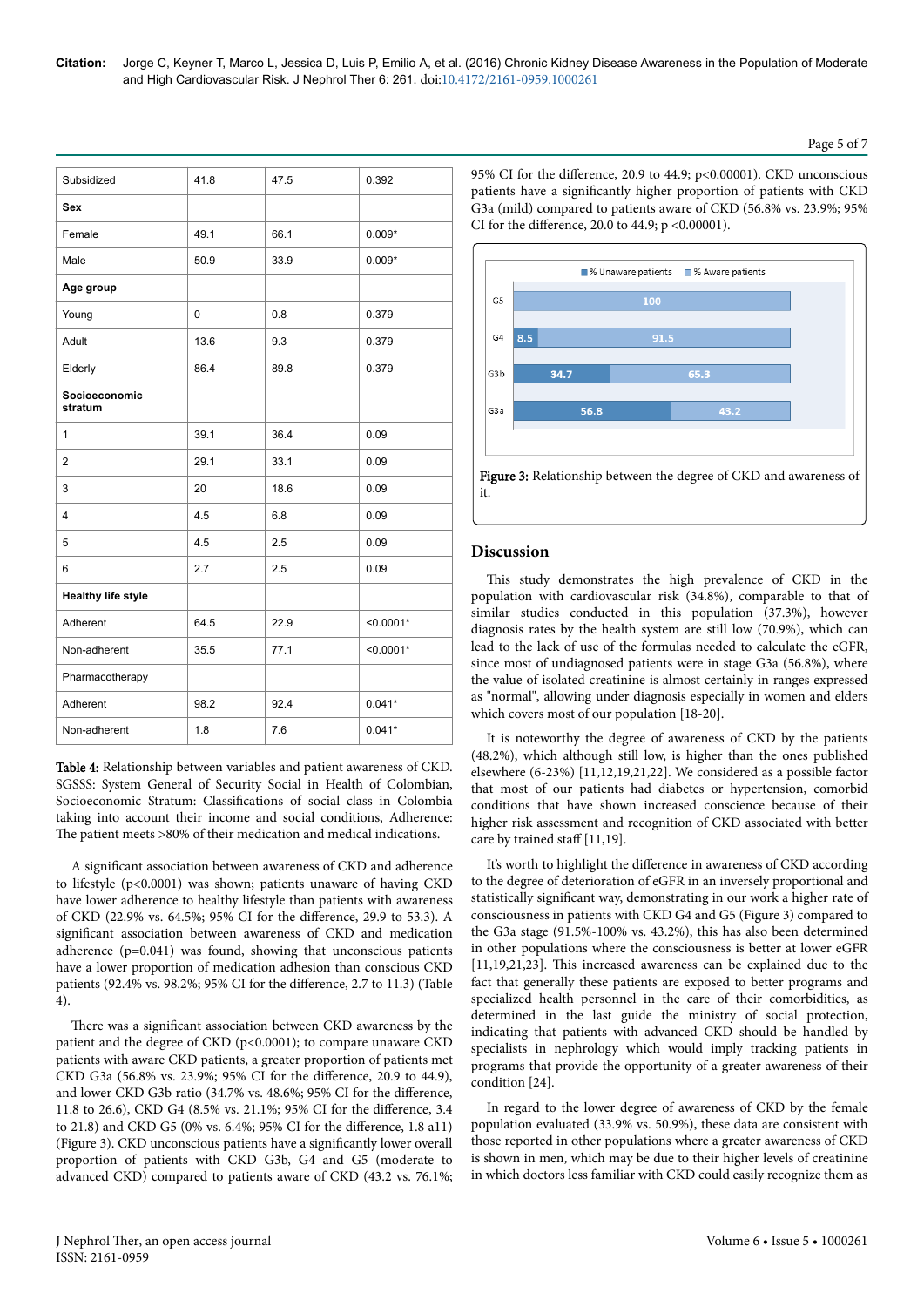| Subsidized | 41.8 | 47.5 | 0.392 |
|---|---|---|---|
| **Sex** | | | |
| Female | 49.1 | 66.1 | 0.009* |
| Male | 50.9 | 33.9 | 0.009* |
| **Age group** | | | |
| Young | 0 | 0.8 | 0.379 |
| Adult | 13.6 | 9.3 | 0.379 |
| Elderly | 86.4 | 89.8 | 0.379 |
| **Socioeconomic stratum** | | | |
| 1 | 39.1 | 36.4 | 0.09 |
| 2 | 29.1 | 33.1 | 0.09 |
| 3 | 20 | 18.6 | 0.09 |
| 4 | 4.5 | 6.8 | 0.09 |
| 5 | 4.5 | 2.5 | 0.09 |
| 6 | 2.7 | 2.5 | 0.09 |
| **Healthy life style** | | | |
| Adherent | 64.5 | 22.9 | <0.0001* |
| Non-adherent | 35.5 | 77.1 | <0.0001* |
| Pharmacotherapy | | | |
| Adherent | 98.2 | 92.4 | 0.041* |
| Non-adherent | 1.8 | 7.6 | 0.041* |

**Table 4:** Relationship between variables and patient awareness of CKD. SGSSS: System General of Security Social in Health of Colombian, Socioeconomic Stratum: Classifications of social class in Colombia taking into account their income and social conditions, Adherence: The patient meets >80% of their medication and medical indications.

A significant association between awareness of CKD and adherence to lifestyle (p<0.0001) was shown; patients unaware of having CKD have lower adherence to healthy lifestyle than patients with awareness of CKD (22.9% vs. 64.5%; 95% CI for the difference, 29.9 to 53.3). A significant association between awareness of CKD and medication adherence (p=0.041) was found, showing that unconscious patients have a lower proportion of medication adhesion than conscious CKD patients (92.4% vs. 98.2%; 95% CI for the difference, 2.7 to 11.3) (Table 4).

There was a significant association between CKD awareness by the patient and the degree of CKD (p<0.0001); to compare unaware CKD patients with aware CKD patients, a greater proportion of patients met CKD G3a (56.8% vs. 23.9%; 95% CI for the difference, 20.9 to 44.9), and lower CKD G3b ratio (34.7% vs. 48.6%; 95% CI for the difference, 11.8 to 26.6), CKD G4 (8.5% vs. 21.1%; 95% CI for the difference, 3.4 to 21.8) and CKD G5 (0% vs. 6.4%; 95% CI for the difference, 1.8 a11) (Figure 3). CKD unconscious patients have a significantly lower overall proportion of patients with CKD G3b, G4 and G5 (moderate to advanced CKD) compared to patients aware of CKD (43.2 vs. 76.1%; 95% CI for the difference, 20.9 to 44.9; p<0.00001). CKD unconscious patients have a significantly higher proportion of patients with CKD G3a (mild) compared to patients aware of CKD (56.8% vs. 23.9%; 95% CI for the difference, 20.0 to 44.9; p <0.00001).

**Figure 3:** Relationship between the degree of CKD and awareness of it.

## Discussion

This study demonstrates the high prevalence of CKD in the population with cardiovascular risk (34.8%), comparable to that of similar studies conducted in this population (37.3%), however diagnosis rates by the health system are still low (70.9%), which can lead to the lack of use of the formulas needed to calculate the eGFR, since most of undiagnosed patients were in stage G3a (56.8%), where the value of isolated creatinine is almost certainly in ranges expressed as "normal", allowing under diagnosis especially in women and elders which covers most of our population [18-20].

It is noteworthy the degree of awareness of CKD by the patients (48.2%), which although still low, is higher than the ones published elsewhere (6-23%) [11,12,19,21,22]. We considered as a possible factor that most of our patients had diabetes or hypertension, comorbid conditions that have shown increased conscience because of their higher risk assessment and recognition of CKD associated with better care by trained staff [11,19].

It's worth to highlight the difference in awareness of CKD according to the degree of deterioration of eGFR in an inversely proportional and statistically significant way, demonstrating in our work a higher rate of consciousness in patients with CKD G4 and G5 (Figure 3) compared to the G3a stage (91.5%-100% vs. 43.2%), this has also been determined in other populations where the consciousness is better at lower eGFR [11,19,21,23]. This increased awareness can be explained due to the fact that generally these patients are exposed to better programs and specialized health personnel in the care of their comorbidities, as determined in the last guide the ministry of social protection, indicating that patients with advanced CKD should be handled by specialists in nephrology which would imply tracking patients in programs that provide the opportunity of a greater awareness of their condition [24].

In regard to the lower degree of awareness of CKD by the female population evaluated (33.9% vs. 50.9%), these data are consistent with those reported in other populations where a greater awareness of CKD is shown in men, which may be due to their higher levels of creatinine in which doctors less familiar with CKD could easily recognize them as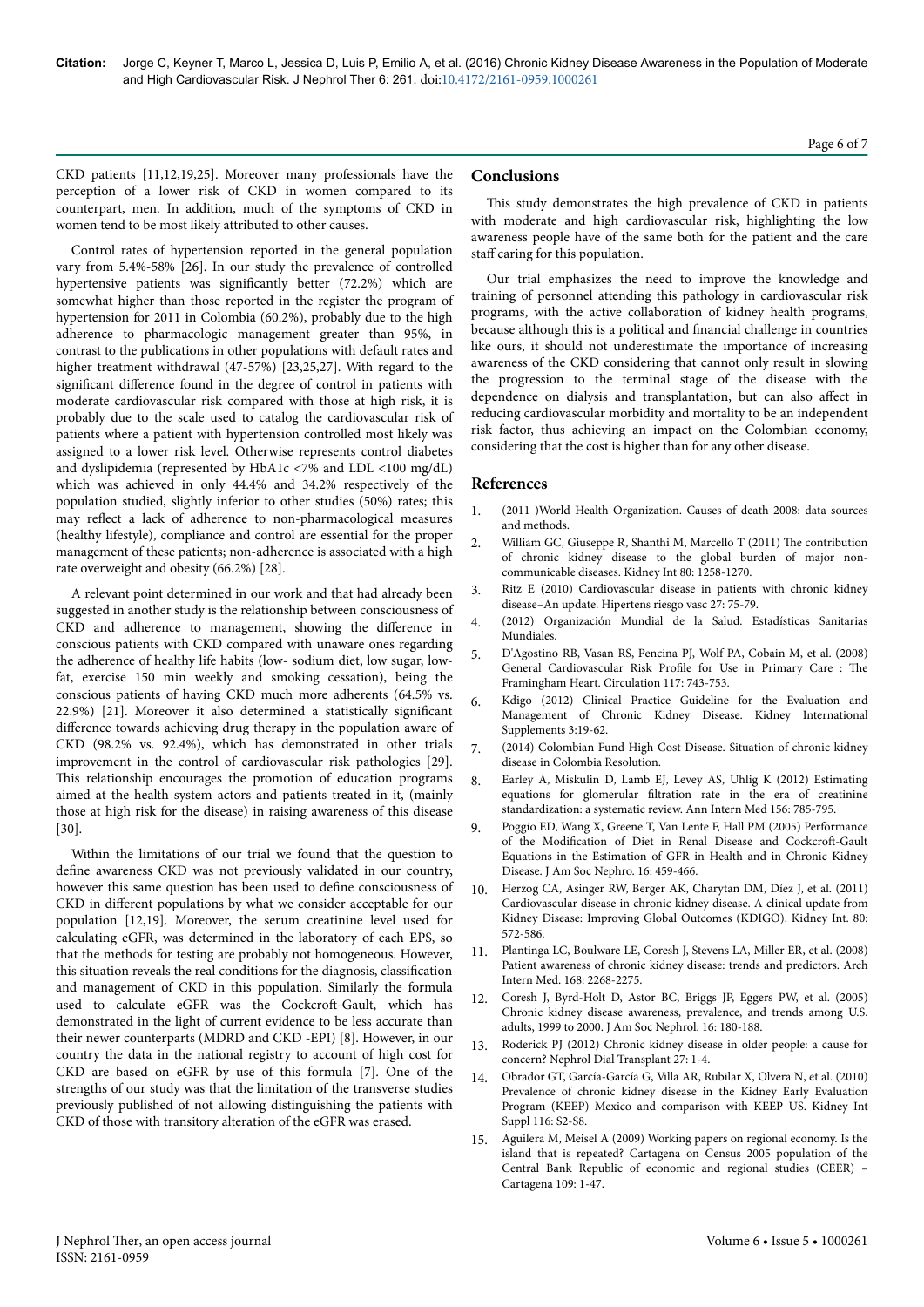CKD patients [11,12,19,25]. Moreover many professionals have the perception of a lower risk of CKD in women compared to its counterpart, men. In addition, much of the symptoms of CKD in women tend to be most likely attributed to other causes.

Control rates of hypertension reported in the general population vary from 5.4%-58% [26]. In our study the prevalence of controlled hypertensive patients was significantly better (72.2%) which are somewhat higher than those reported in the register the program of hypertension for 2011 in Colombia (60.2%), probably due to the high adherence to pharmacologic management greater than 95%, in contrast to the publications in other populations with default rates and higher treatment withdrawal (47-57%) [23,25,27]. With regard to the significant difference found in the degree of control in patients with moderate cardiovascular risk compared with those at high risk, it is probably due to the scale used to catalog the cardiovascular risk of patients where a patient with hypertension controlled most likely was assigned to a lower risk level. Otherwise represents control diabetes and dyslipidemia (represented by HbA1c <7% and LDL <100 mg/dL) which was achieved in only 44.4% and 34.2% respectively of the population studied, slightly inferior to other studies (50%) rates; this may reflect a lack of adherence to non-pharmacological measures (healthy lifestyle), compliance and control are essential for the proper management of these patients; non-adherence is associated with a high rate overweight and obesity (66.2%) [28].

A relevant point determined in our work and that had already been suggested in another study is the relationship between consciousness of CKD and adherence to management, showing the difference in conscious patients with CKD compared with unaware ones regarding the adherence of healthy life habits (low- sodium diet, low sugar, low-fat, exercise 150 min weekly and smoking cessation), being the conscious patients of having CKD much more adherents (64.5% vs. 22.9%) [21]. Moreover it also determined a statistically significant difference towards achieving drug therapy in the population aware of CKD (98.2% vs. 92.4%), which has demonstrated in other trials improvement in the control of cardiovascular risk pathologies [29]. This relationship encourages the promotion of education programs aimed at the health system actors and patients treated in it, (mainly those at high risk for the disease) in raising awareness of this disease [30].

Within the limitations of our trial we found that the question to define awareness CKD was not previously validated in our country, however this same question has been used to define consciousness of CKD in different populations by what we consider acceptable for our population [12,19]. Moreover, the serum creatinine level used for calculating eGFR, was determined in the laboratory of each EPS, so that the methods for testing are probably not homogeneous. However, this situation reveals the real conditions for the diagnosis, classification and management of CKD in this population. Similarly the formula used to calculate eGFR was the Cockcroft-Gault, which has demonstrated in the light of current evidence to be less accurate than their newer counterparts (MDRD and CKD -EPI) [8]. However, in our country the data in the national registry to account of high cost for CKD are based on eGFR by use of this formula [7]. One of the strengths of our study was that the limitation of the transverse studies previously published of not allowing distinguishing the patients with CKD of those with transitory alteration of the eGFR was erased.

## Conclusions

This study demonstrates the high prevalence of CKD in patients with moderate and high cardiovascular risk, highlighting the low awareness people have of the same both for the patient and the care staff caring for this population.

Our trial emphasizes the need to improve the knowledge and training of personnel attending this pathology in cardiovascular risk programs, with the active collaboration of kidney health programs, because although this is a political and financial challenge in countries like ours, it should not underestimate the importance of increasing awareness of the CKD considering that cannot only result in slowing the progression to the terminal stage of the disease with the dependence on dialysis and transplantation, but can also affect in reducing cardiovascular morbidity and mortality to be an independent risk factor, thus achieving an impact on the Colombian economy, considering that the cost is higher than for any other disease.

## References

1. (2011 )World Health Organization. Causes of death 2008: data sources and methods.
2. William GC, Giuseppe R, Shanthi M, Marcello T (2011) The contribution of chronic kidney disease to the global burden of major non-communicable diseases. Kidney Int 80: 1258-1270.
3. Ritz E (2010) Cardiovascular disease in patients with chronic kidney disease–An update. Hipertens riesgo vasc 27: 75-79.
4. (2012) Organización Mundial de la Salud. Estadísticas Sanitarias Mundiales.
5. D'Agostino RB, Vasan RS, Pencina PJ, Wolf PA, Cobain M, et al. (2008) General Cardiovascular Risk Profile for Use in Primary Care : The Framingham Heart. Circulation 117: 743-753.
6. Kdigo (2012) Clinical Practice Guideline for the Evaluation and Management of Chronic Kidney Disease. Kidney International Supplements 3:19-62.
7. (2014) Colombian Fund High Cost Disease. Situation of chronic kidney disease in Colombia Resolution.
8. Earley A, Miskulin D, Lamb EJ, Levey AS, Uhlig K (2012) Estimating equations for glomerular filtration rate in the era of creatinine standardization: a systematic review. Ann Intern Med 156: 785-795.
9. Poggio ED, Wang X, Greene T, Van Lente F, Hall PM (2005) Performance of the Modification of Diet in Renal Disease and Cockcroft-Gault Equations in the Estimation of GFR in Health and in Chronic Kidney Disease. J Am Soc Nephro. 16: 459-466.
10. Herzog CA, Asinger RW, Berger AK, Charytan DM, Díez J, et al. (2011) Cardiovascular disease in chronic kidney disease. A clinical update from Kidney Disease: Improving Global Outcomes (KDIGO). Kidney Int. 80: 572-586.
11. Plantinga LC, Boulware LE, Coresh J, Stevens LA, Miller ER, et al. (2008) Patient awareness of chronic kidney disease: trends and predictors. Arch Intern Med. 168: 2268-2275.
12. Coresh J, Byrd-Holt D, Astor BC, Briggs JP, Eggers PW, et al. (2005) Chronic kidney disease awareness, prevalence, and trends among U.S. adults, 1999 to 2000. J Am Soc Nephrol. 16: 180-188.
13. Roderick PJ (2012) Chronic kidney disease in older people: a cause for concern? Nephrol Dial Transplant 27: 1-4.
14. Obrador GT, García-García G, Villa AR, Rubilar X, Olvera N, et al. (2010) Prevalence of chronic kidney disease in the Kidney Early Evaluation Program (KEEP) Mexico and comparison with KEEP US. Kidney Int Suppl 116: S2-S8.
15. Aguilera M, Meisel A (2009) Working papers on regional economy. Is the island that is repeated? Cartagena on Census 2005 population of the Central Bank Republic of economic and regional studies (CEER) – Cartagena 109: 1-47.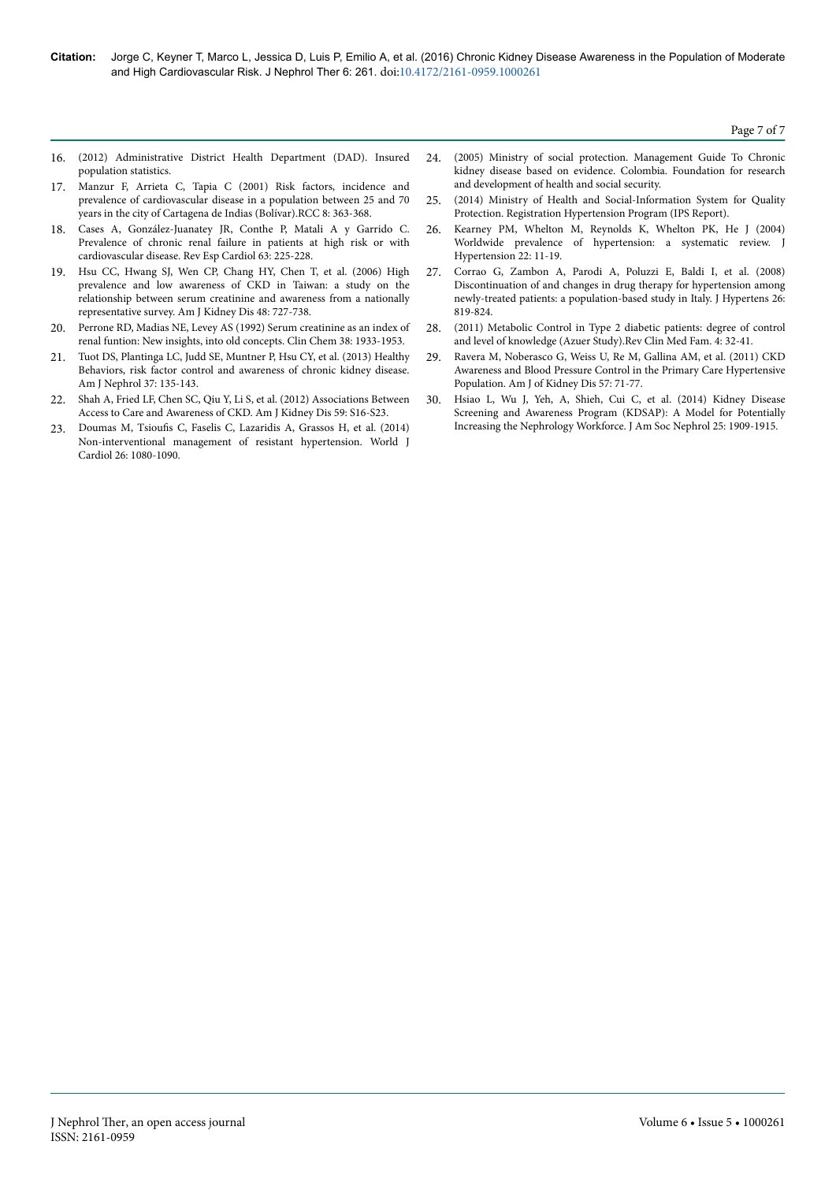16. (2012) Administrative District Health Department (DAD). Insured population statistics.
17. Manzur F, Arrieta C, Tapia C (2001) Risk factors, incidence and prevalence of cardiovascular disease in a population between 25 and 70 years in the city of Cartagena de Indias (Bolívar).RCC 8: 363-368.
18. Cases A, González-Juanatey JR, Conthe P, Matali A y Garrido C. Prevalence of chronic renal failure in patients at high risk or with cardiovascular disease. Rev Esp Cardiol 63: 225-228.
19. Hsu CC, Hwang SJ, Wen CP, Chang HY, Chen T, et al. (2006) High prevalence and low awareness of CKD in Taiwan: a study on the relationship between serum creatinine and awareness from a nationally representative survey. Am J Kidney Dis 48: 727-738.
20. Perrone RD, Madias NE, Levey AS (1992) Serum creatinine as an index of renal funtion: New insights, into old concepts. Clin Chem 38: 1933-1953.
21. Tuot DS, Plantinga LC, Judd SE, Muntner P, Hsu CY, et al. (2013) Healthy Behaviors, risk factor control and awareness of chronic kidney disease. Am J Nephrol 37: 135-143.
22. Shah A, Fried LF, Chen SC, Qiu Y, Li S, et al. (2012) Associations Between Access to Care and Awareness of CKD. Am J Kidney Dis 59: S16-S23.
23. Doumas M, Tsioufis C, Faselis C, Lazaridis A, Grassos H, et al. (2014) Non-interventional management of resistant hypertension. World J Cardiol 26: 1080-1090.
24. (2005) Ministry of social protection. Management Guide To Chronic kidney disease based on evidence. Colombia. Foundation for research and development of health and social security.
25. (2014) Ministry of Health and Social-Information System for Quality Protection. Registration Hypertension Program (IPS Report).
26. Kearney PM, Whelton M, Reynolds K, Whelton PK, He J (2004) Worldwide prevalence of hypertension: a systematic review. J Hypertension 22: 11-19.
27. Corrao G, Zambon A, Parodi A, Poluzzi E, Baldi I, et al. (2008) Discontinuation of and changes in drug therapy for hypertension among newly-treated patients: a population-based study in Italy. J Hypertens 26: 819-824.
28. (2011) Metabolic Control in Type 2 diabetic patients: degree of control and level of knowledge (Azuer Study).Rev Clin Med Fam. 4: 32-41.
29. Ravera M, Noberasco G, Weiss U, Re M, Gallina AM, et al. (2011) CKD Awareness and Blood Pressure Control in the Primary Care Hypertensive Population. Am J of Kidney Dis 57: 71-77.
30. Hsiao L, Wu J, Yeh, A, Shieh, Cui C, et al. (2014) Kidney Disease Screening and Awareness Program (KDSAP): A Model for Potentially Increasing the Nephrology Workforce. J Am Soc Nephrol 25: 1909-1915.